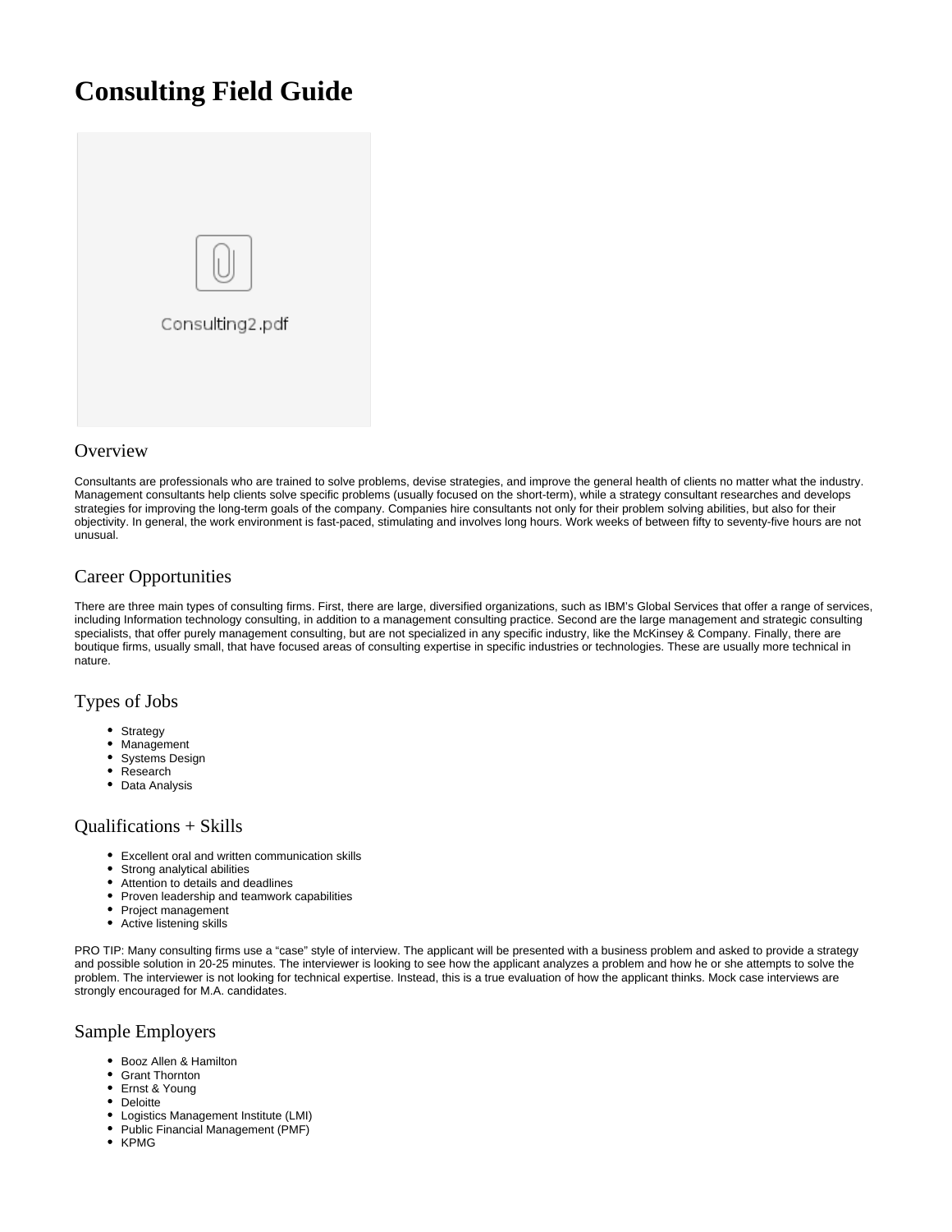# Consulting Field Guide

Consulting2.pdf

## Overview

Consultants are professionals who are trained to solve problems, devise strategies, and improve the general health of clients no matter what the industry. Management consultants help clients solve specific problems (usually focused on the short-term), while a strategy consultant researches and develops strategies for improving the long-term goals of the company. Companies hire consultants not only for their problem solving abilities, but also for their objectivity. In general, the work environment is fast-paced, stimulating and involves long hours. Work weeks of between fifty to seventy-five hours are not unusual.

## Career Opportunities

There are three main types of consulting firms. First, there are large, diversified organizations, such as IBM's Global Services that offer a range of services, including Information technology consulting, in addition to a management consulting practice. Second are the large management and strategic consulting specialists, that offer purely management consulting, but are not specialized in any specific industry, like the McKinsey & Company. Finally, there are boutique firms, usually small, that have focused areas of consulting expertise in specific industries or technologies. These are usually more technical in nature.

## Types of Jobs

- Strategy
- Management
- Systems Design
- Research
- Data Analysis

## Qualifications + Skills

- Excellent oral and written communication skills
- Strong analytical abilities
- Attention to details and deadlines
- Proven leadership and teamwork capabilities
- Project management
- Active listening skills

PRO TIP: Many consulting firms use a "case" style of interview. The applicant will be presented with a business problem and asked to provide a strategy and possible solution in 20-25 minutes. The interviewer is looking to see how the applicant analyzes a problem and how he or she attempts to solve the problem. The interviewer is not looking for technical expertise. Instead, this is a true evaluation of how the applicant thinks. Mock case interviews are strongly encouraged for M.A. candidates.

## Sample Employers

- Booz Allen & Hamilton
- Grant Thornton
- Ernst & Young
- Deloitte
- Logistics Management Institute (LMI)
- Public Financial Management (PMF)
- KPMG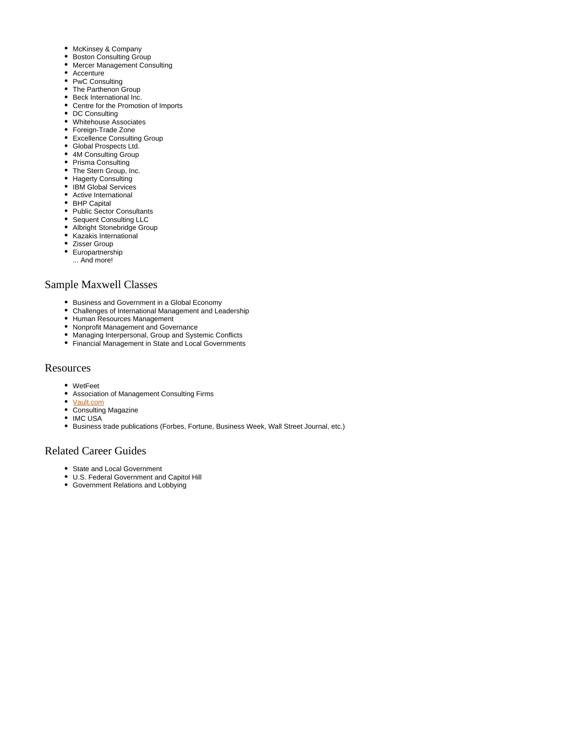- McKinsey & Company
- Boston Consulting Group
- Mercer Management Consulting
- Accenture
- PwC Consulting
- The Parthenon Group
- Beck International Inc.
- Centre for the Promotion of Imports
- DC Consulting
- Whitehouse Associates
- Foreign-Trade Zone
- Excellence Consulting Group
- Global Prospects Ltd.
- 4M Consulting Group
- Prisma Consulting
- The Stern Group, Inc.
- Hagerty Consulting
- IBM Global Services
- Active International
- BHP Capital
- Public Sector Consultants
- Sequent Consulting LLC
- Albright Stonebridge Group
- Kazakis International
- Zisser Group
- Europartnership
  ... And more!

## Sample Maxwell Classes

- Business and Government in a Global Economy
- Challenges of International Management and Leadership
- Human Resources Management
- Nonprofit Management and Governance
- Managing Interpersonal, Group and Systemic Conflicts
- Financial Management in State and Local Governments

## Resources

- WetFeet
- Association of Management Consulting Firms
- Vault.com
- Consulting Magazine
- IMC USA
- Business trade publications (Forbes, Fortune, Business Week, Wall Street Journal, etc.)

## Related Career Guides

- State and Local Government
- U.S. Federal Government and Capitol Hill
- Government Relations and Lobbying